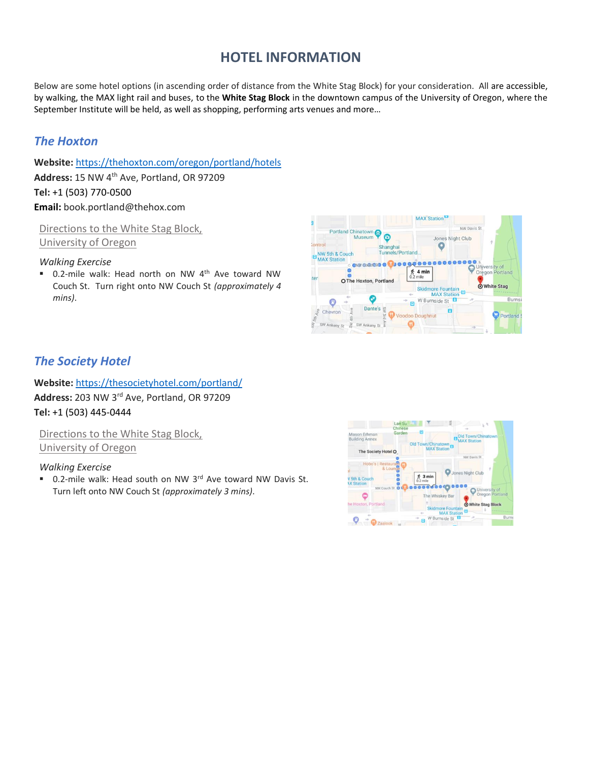# HOTEL INFORMATION

Below are some hotel options (in ascending order of distance from the White Stag Block) for your consideration. All are accessible, by walking, the MAX light rail and buses, to the **White Stag Block** in the downtown campus of the University of Oregon, where the September Institute will be held, as well as shopping, performing arts venues and more…

## *The Hoxton*

**Website:** https://thehoxton.com/oregon/portland/hotels
**Address:** 15 NW 4th Ave, Portland, OR 97209
**Tel:** +1 (503) 770-0500
**Email:** book.portland@thehox.com

Directions to the White Stag Block, University of Oregon

*Walking Exercise*

- 0.2-mile walk: Head north on NW 4th Ave toward NW Couch St. Turn right onto NW Couch St *(approximately 4 mins)*.

## *The Society Hotel*

**Website:** https://thesocietyhotel.com/portland/
**Address:** 203 NW 3rd Ave, Portland, OR 97209
**Tel:** +1 (503) 445-0444

Directions to the White Stag Block, University of Oregon

*Walking Exercise*

- 0.2-mile walk: Head south on NW 3rd Ave toward NW Davis St. Turn left onto NW Couch St *(approximately 3 mins)*.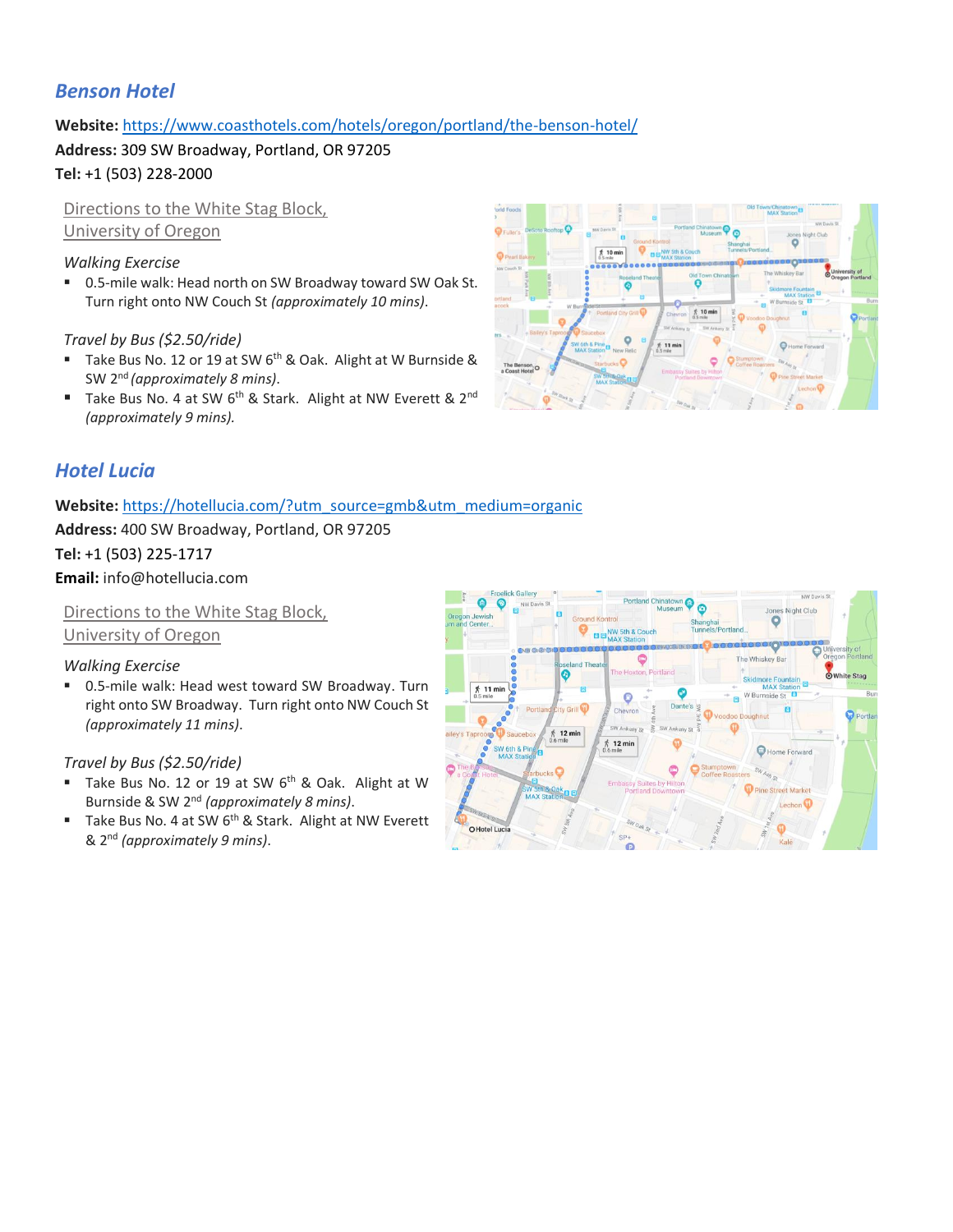## Benson Hotel

**Website:** https://www.coasthotels.com/hotels/oregon/portland/the-benson-hotel/
**Address:** 309 SW Broadway, Portland, OR 97205
**Tel:** +1 (503) 228-2000

### Directions to the White Stag Block, University of Oregon

*Walking Exercise*

- 0.5-mile walk: Head north on SW Broadway toward SW Oak St. Turn right onto NW Couch St *(approximately 10 mins)*.

*Travel by Bus ($2.50/ride)*

- Take Bus No. 12 or 19 at SW 6th & Oak. Alight at W Burnside & SW 2nd *(approximately 8 mins)*.
- Take Bus No. 4 at SW 6th & Stark. Alight at NW Everett & 2nd *(approximately 9 mins)*.

## Hotel Lucia

**Website:** https://hotellucia.com/?utm_source=gmb&utm_medium=organic
**Address:** 400 SW Broadway, Portland, OR 97205
**Tel:** +1 (503) 225-1717
**Email:** info@hotellucia.com

### Directions to the White Stag Block, University of Oregon

*Walking Exercise*

- 0.5-mile walk: Head west toward SW Broadway. Turn right onto SW Broadway. Turn right onto NW Couch St *(approximately 11 mins)*.

*Travel by Bus ($2.50/ride)*

- Take Bus No. 12 or 19 at SW 6th & Oak. Alight at W Burnside & SW 2nd *(approximately 8 mins)*.
- Take Bus No. 4 at SW 6th & Stark. Alight at NW Everett & 2nd *(approximately 9 mins)*.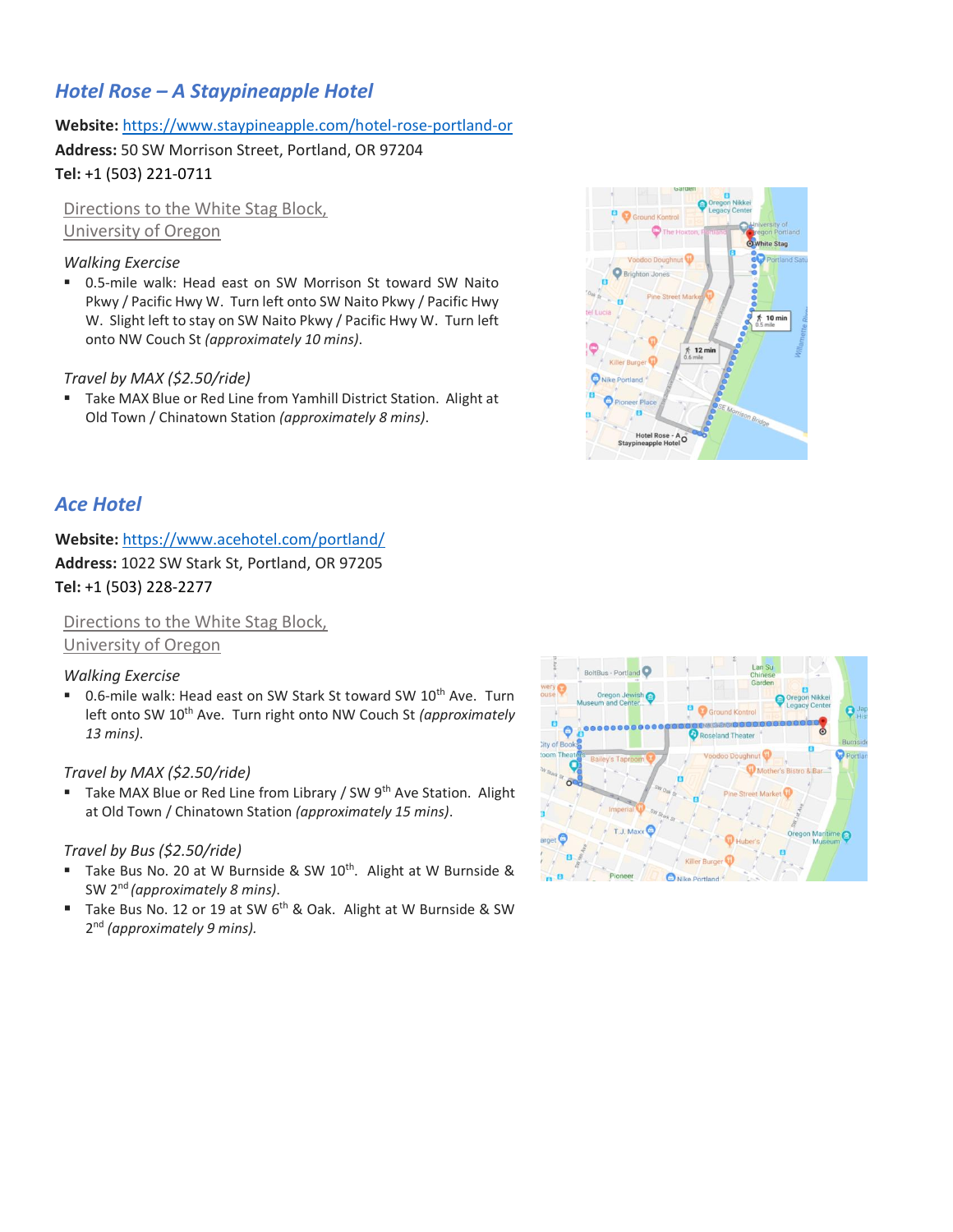## *Hotel Rose – A Staypineapple Hotel*

**Website:** [https://www.staypineapple.com/hotel-rose-portland-or](https://www.staypineapple.com/hotel-rose-portland-or)
**Address:** 50 SW Morrison Street, Portland, OR 97204
**Tel:** +1 (503) 221-0711

### Directions to the White Stag Block, University of Oregon

*Walking Exercise*

- 0.5-mile walk: Head east on SW Morrison St toward SW Naito Pkwy / Pacific Hwy W. Turn left onto SW Naito Pkwy / Pacific Hwy W. Slight left to stay on SW Naito Pkwy / Pacific Hwy W. Turn left onto NW Couch St *(approximately 10 mins)*.

*Travel by MAX ($2.50/ride)*

- Take MAX Blue or Red Line from Yamhill District Station. Alight at Old Town / Chinatown Station *(approximately 8 mins)*.

## *Ace Hotel*

**Website:** [https://www.acehotel.com/portland/](https://www.acehotel.com/portland/)
**Address:** 1022 SW Stark St, Portland, OR 97205
**Tel:** +1 (503) 228-2277

### Directions to the White Stag Block, University of Oregon

*Walking Exercise*

- 0.6-mile walk: Head east on SW Stark St toward SW 10th Ave. Turn left onto SW 10th Ave. Turn right onto NW Couch St *(approximately 13 mins)*.

*Travel by MAX ($2.50/ride)*

- Take MAX Blue or Red Line from Library / SW 9th Ave Station. Alight at Old Town / Chinatown Station *(approximately 15 mins)*.

*Travel by Bus ($2.50/ride)*

- Take Bus No. 20 at W Burnside & SW 10th. Alight at W Burnside & SW 2nd *(approximately 8 mins)*.
- Take Bus No. 12 or 19 at SW 6th & Oak. Alight at W Burnside & SW 2nd *(approximately 9 mins)*.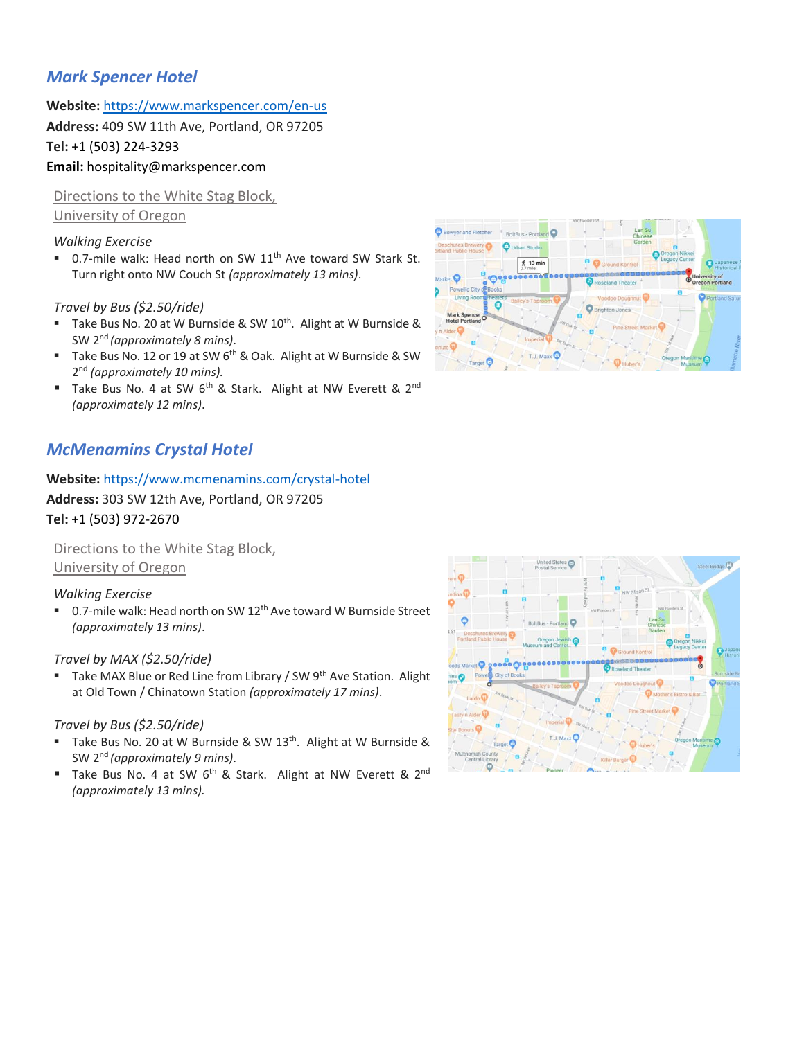## *Mark Spencer Hotel*

**Website:** https://www.markspencer.com/en-us
**Address:** 409 SW 11th Ave, Portland, OR 97205
**Tel:** +1 (503) 224-3293
**Email:** hospitality@markspencer.com

### Directions to the White Stag Block, University of Oregon

*Walking Exercise*

- 0.7-mile walk: Head north on SW 11th Ave toward SW Stark St. Turn right onto NW Couch St *(approximately 13 mins)*.

*Travel by Bus ($2.50/ride)*

- Take Bus No. 20 at W Burnside & SW 10th. Alight at W Burnside & SW 2nd *(approximately 8 mins)*.
- Take Bus No. 12 or 19 at SW 6th & Oak. Alight at W Burnside & SW 2nd *(approximately 10 mins)*.
- Take Bus No. 4 at SW 6th & Stark. Alight at NW Everett & 2nd *(approximately 12 mins)*.

## *McMenamins Crystal Hotel*

**Website:** https://www.mcmenamins.com/crystal-hotel
**Address:** 303 SW 12th Ave, Portland, OR 97205
**Tel:** +1 (503) 972-2670

### Directions to the White Stag Block, University of Oregon

*Walking Exercise*

- 0.7-mile walk: Head north on SW 12th Ave toward W Burnside Street *(approximately 13 mins)*.

*Travel by MAX ($2.50/ride)*

- Take MAX Blue or Red Line from Library / SW 9th Ave Station. Alight at Old Town / Chinatown Station *(approximately 17 mins)*.

*Travel by Bus ($2.50/ride)*

- Take Bus No. 20 at W Burnside & SW 13th. Alight at W Burnside & SW 2nd *(approximately 9 mins)*.
- Take Bus No. 4 at SW 6th & Stark. Alight at NW Everett & 2nd *(approximately 13 mins)*.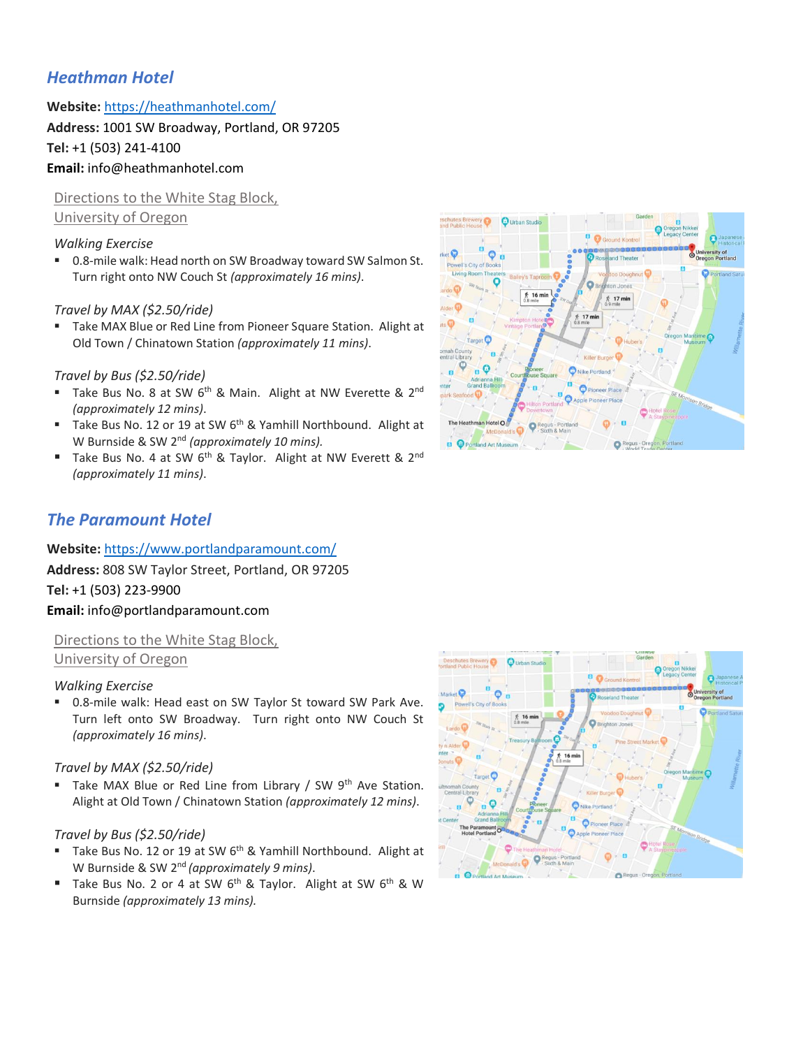## Heathman Hotel

**Website:** https://heathmanhotel.com/
**Address:** 1001 SW Broadway, Portland, OR 97205
**Tel:** +1 (503) 241-4100
**Email:** info@heathmanhotel.com

### Directions to the White Stag Block, University of Oregon

*Walking Exercise*

- 0.8-mile walk: Head north on SW Broadway toward SW Salmon St. Turn right onto NW Couch St *(approximately 16 mins)*.

*Travel by MAX ($2.50/ride)*

- Take MAX Blue or Red Line from Pioneer Square Station. Alight at Old Town / Chinatown Station *(approximately 11 mins)*.

*Travel by Bus ($2.50/ride)*

- Take Bus No. 8 at SW 6th & Main. Alight at NW Everette & 2nd *(approximately 12 mins)*.
- Take Bus No. 12 or 19 at SW 6th & Yamhill Northbound. Alight at W Burnside & SW 2nd *(approximately 10 mins)*.
- Take Bus No. 4 at SW 6th & Taylor. Alight at NW Everett & 2nd *(approximately 11 mins)*.

## The Paramount Hotel

**Website:** https://www.portlandparamount.com/
**Address:** 808 SW Taylor Street, Portland, OR 97205
**Tel:** +1 (503) 223-9900
**Email:** info@portlandparamount.com

### Directions to the White Stag Block, University of Oregon

*Walking Exercise*

- 0.8-mile walk: Head east on SW Taylor St toward SW Park Ave. Turn left onto SW Broadway. Turn right onto NW Couch St *(approximately 16 mins)*.

*Travel by MAX ($2.50/ride)*

- Take MAX Blue or Red Line from Library / SW 9th Ave Station. Alight at Old Town / Chinatown Station *(approximately 12 mins)*.

*Travel by Bus ($2.50/ride)*

- Take Bus No. 12 or 19 at SW 6th & Yamhill Northbound. Alight at W Burnside & SW 2nd *(approximately 9 mins)*.
- Take Bus No. 2 or 4 at SW 6th & Taylor. Alight at SW 6th & W Burnside *(approximately 13 mins)*.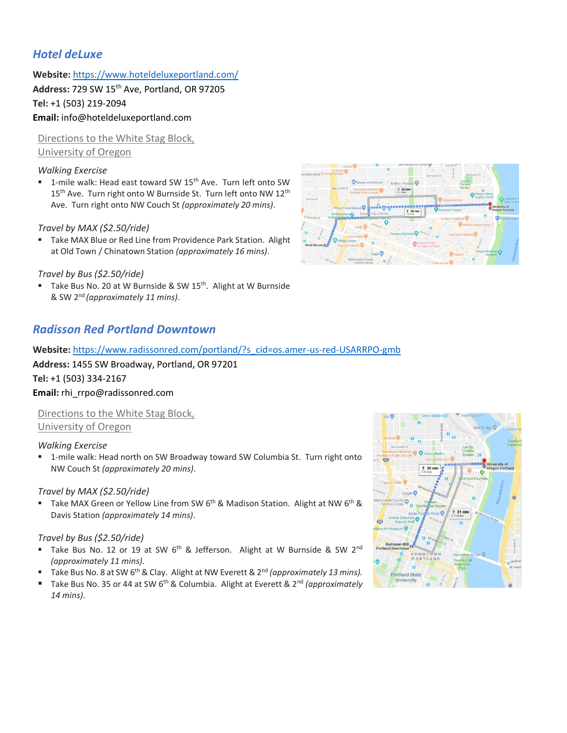## *Hotel deLuxe*

**Website:** [https://www.hoteldeluxeportland.com/](https://www.hoteldeluxeportland.com/)
**Address:** 729 SW 15th Ave, Portland, OR 97205
**Tel:** +1 (503) 219-2094
**Email:** info@hoteldeluxeportland.com

### Directions to the White Stag Block, University of Oregon

*Walking Exercise*

- 1-mile walk: Head east toward SW 15th Ave. Turn left onto SW 15th Ave. Turn right onto W Burnside St. Turn left onto NW 12th Ave. Turn right onto NW Couch St *(approximately 20 mins)*.

*Travel by MAX ($2.50/ride)*

- Take MAX Blue or Red Line from Providence Park Station. Alight at Old Town / Chinatown Station *(approximately 16 mins)*.

*Travel by Bus ($2.50/ride)*

- Take Bus No. 20 at W Burnside & SW 15th. Alight at W Burnside & SW 2nd *(approximately 11 mins)*.

## *Radisson Red Portland Downtown*

**Website:** [https://www.radissonred.com/portland/?s_cid=os.amer-us-red-USARRPO-gmb](https://www.radissonred.com/portland/?s_cid=os.amer-us-red-USARRPO-gmb)
**Address:** 1455 SW Broadway, Portland, OR 97201
**Tel:** +1 (503) 334-2167
**Email:** rhi_rrpo@radissonred.com

### Directions to the White Stag Block, University of Oregon

*Walking Exercise*

- 1-mile walk: Head north on SW Broadway toward SW Columbia St. Turn right onto NW Couch St *(approximately 20 mins)*.

*Travel by MAX ($2.50/ride)*

- Take MAX Green or Yellow Line from SW 6th & Madison Station. Alight at NW 6th & Davis Station *(approximately 14 mins)*.

*Travel by Bus ($2.50/ride)*

- Take Bus No. 12 or 19 at SW 6th & Jefferson. Alight at W Burnside & SW 2nd *(approximately 11 mins)*.
- Take Bus No. 8 at SW 6th & Clay. Alight at NW Everett & 2nd *(approximately 13 mins)*.
- Take Bus No. 35 or 44 at SW 6th & Columbia. Alight at Everett & 2nd *(approximately 14 mins)*.